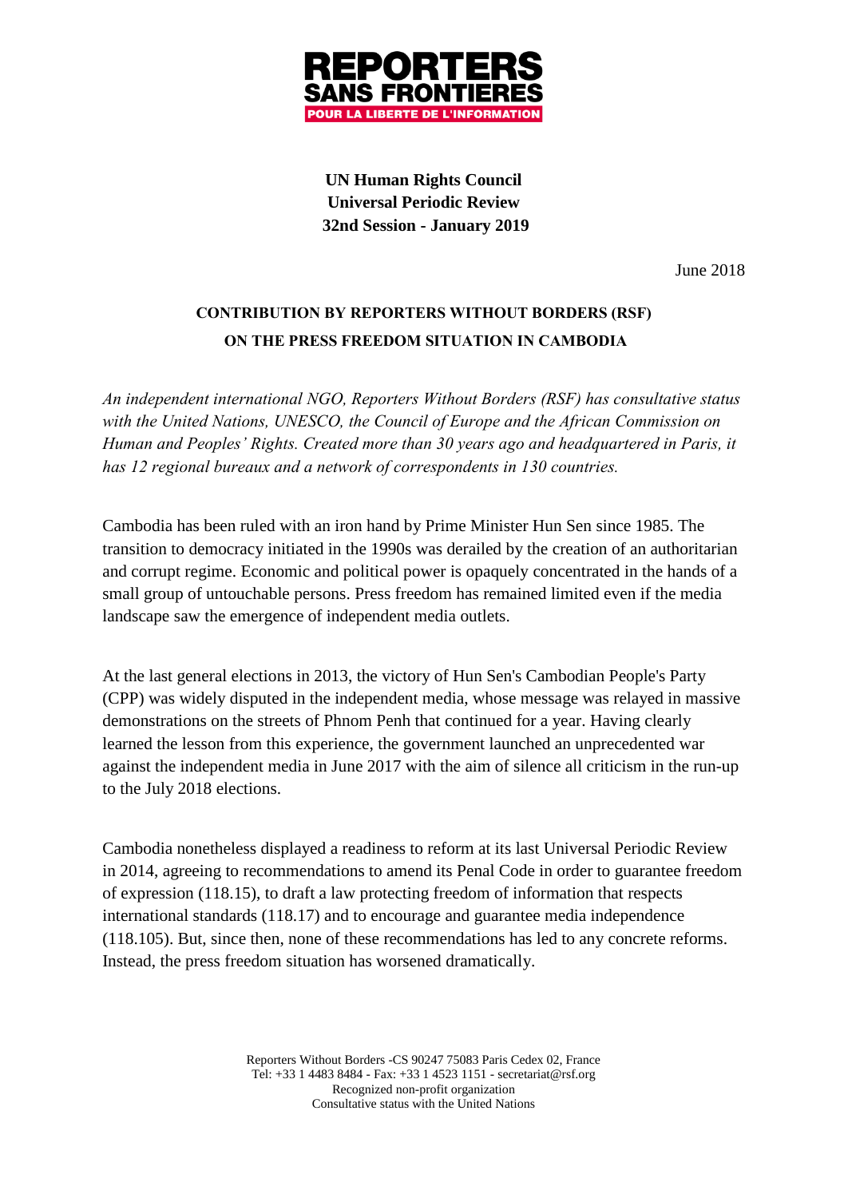**REPORTERS SANS FRONTIERES**
**POUR LA LIBERTE DE L'INFORMATION**

**UN Human Rights Council**
**Universal Periodic Review**
**32nd Session - January 2019**

June 2018

## CONTRIBUTION BY REPORTERS WITHOUT BORDERS (RSF) ON THE PRESS FREEDOM SITUATION IN CAMBODIA

*An independent international NGO, Reporters Without Borders (RSF) has consultative status with the United Nations, UNESCO, the Council of Europe and the African Commission on Human and Peoples' Rights. Created more than 30 years ago and headquartered in Paris, it has 12 regional bureaux and a network of correspondents in 130 countries.*

Cambodia has been ruled with an iron hand by Prime Minister Hun Sen since 1985. The transition to democracy initiated in the 1990s was derailed by the creation of an authoritarian and corrupt regime. Economic and political power is opaquely concentrated in the hands of a small group of untouchable persons. Press freedom has remained limited even if the media landscape saw the emergence of independent media outlets.

At the last general elections in 2013, the victory of Hun Sen's Cambodian People's Party (CPP) was widely disputed in the independent media, whose message was relayed in massive demonstrations on the streets of Phnom Penh that continued for a year. Having clearly learned the lesson from this experience, the government launched an unprecedented war against the independent media in June 2017 with the aim of silence all criticism in the run-up to the July 2018 elections.

Cambodia nonetheless displayed a readiness to reform at its last Universal Periodic Review in 2014, agreeing to recommendations to amend its Penal Code in order to guarantee freedom of expression (118.15), to draft a law protecting freedom of information that respects international standards (118.17) and to encourage and guarantee media independence (118.105). But, since then, none of these recommendations has led to any concrete reforms. Instead, the press freedom situation has worsened dramatically.

Reporters Without Borders -CS 90247 75083 Paris Cedex 02, France
Tel: +33 1 4483 8484 - Fax: +33 1 4523 1151 - secretariat@rsf.org
Recognized non-profit organization
Consultative status with the United Nations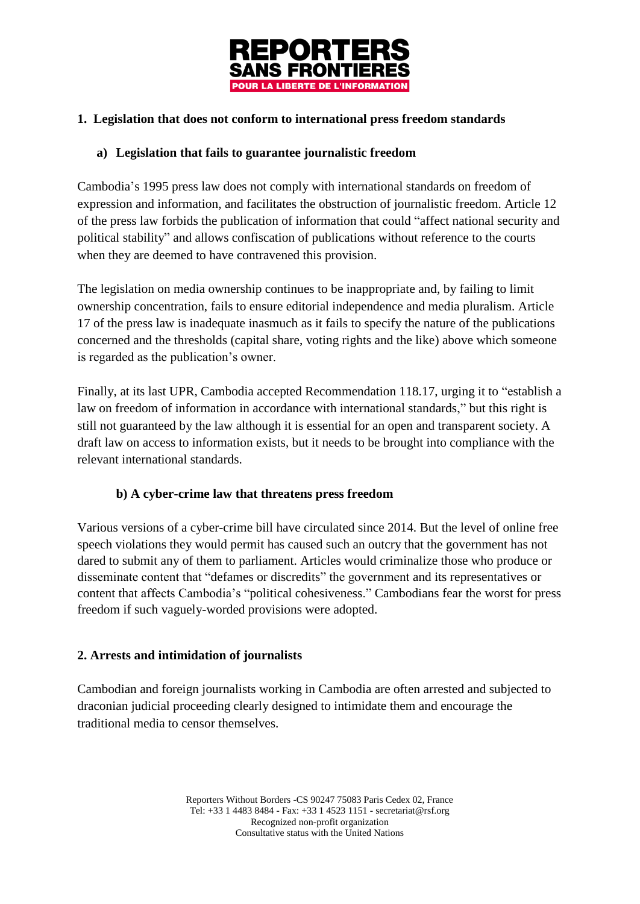## 1. Legislation that does not conform to international press freedom standards

### a) Legislation that fails to guarantee journalistic freedom

Cambodia's 1995 press law does not comply with international standards on freedom of expression and information, and facilitates the obstruction of journalistic freedom. Article 12 of the press law forbids the publication of information that could "affect national security and political stability" and allows confiscation of publications without reference to the courts when they are deemed to have contravened this provision.

The legislation on media ownership continues to be inappropriate and, by failing to limit ownership concentration, fails to ensure editorial independence and media pluralism. Article 17 of the press law is inadequate inasmuch as it fails to specify the nature of the publications concerned and the thresholds (capital share, voting rights and the like) above which someone is regarded as the publication's owner.

Finally, at its last UPR, Cambodia accepted Recommendation 118.17, urging it to "establish a law on freedom of information in accordance with international standards," but this right is still not guaranteed by the law although it is essential for an open and transparent society. A draft law on access to information exists, but it needs to be brought into compliance with the relevant international standards.

### b) A cyber-crime law that threatens press freedom

Various versions of a cyber-crime bill have circulated since 2014. But the level of online free speech violations they would permit has caused such an outcry that the government has not dared to submit any of them to parliament. Articles would criminalize those who produce or disseminate content that "defames or discredits" the government and its representatives or content that affects Cambodia's "political cohesiveness." Cambodians fear the worst for press freedom if such vaguely-worded provisions were adopted.

## 2. Arrests and intimidation of journalists

Cambodian and foreign journalists working in Cambodia are often arrested and subjected to draconian judicial proceeding clearly designed to intimidate them and encourage the traditional media to censor themselves.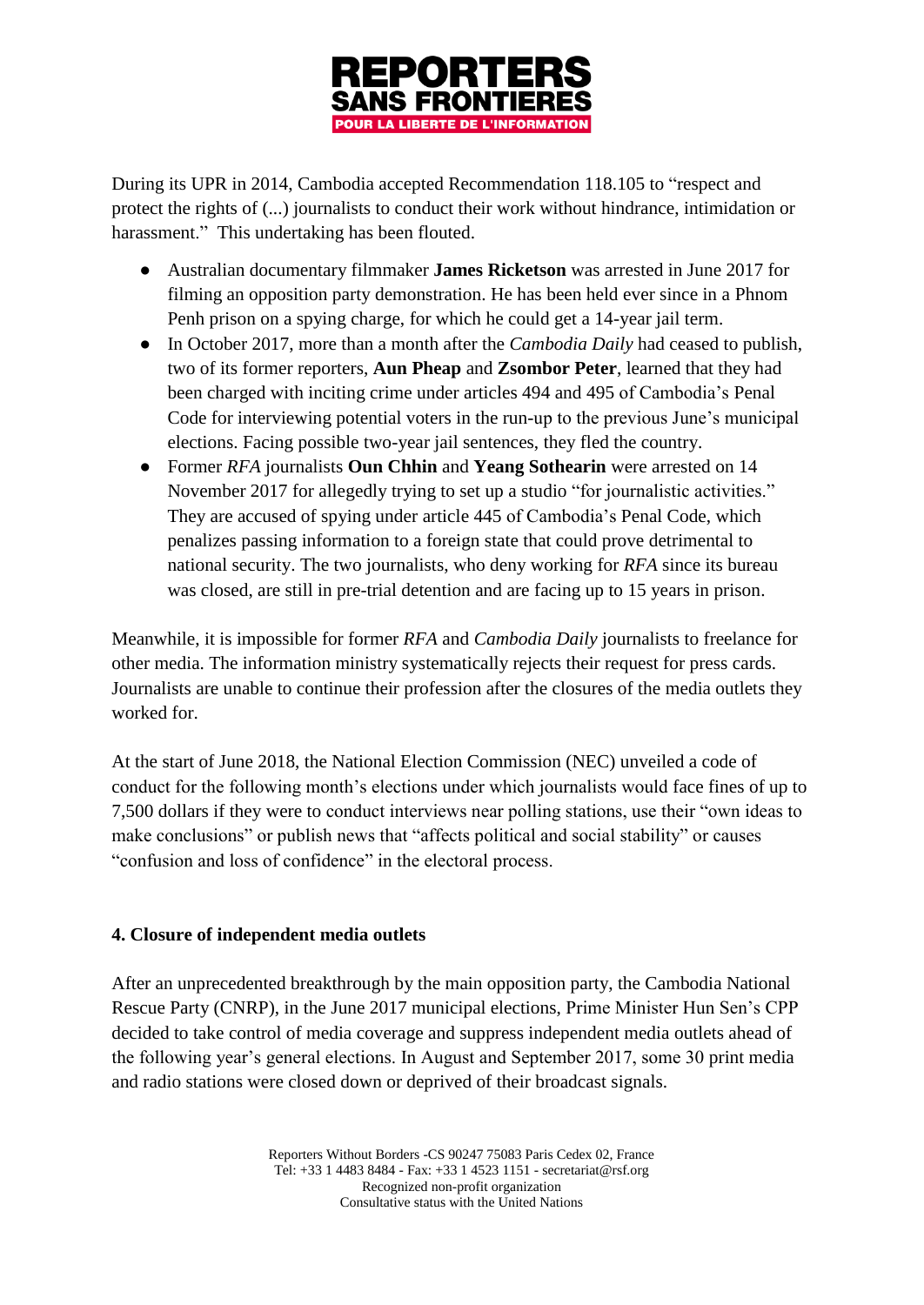During its UPR in 2014, Cambodia accepted Recommendation 118.105 to "respect and protect the rights of (...) journalists to conduct their work without hindrance, intimidation or harassment." This undertaking has been flouted.

- Australian documentary filmmaker **James Ricketson** was arrested in June 2017 for filming an opposition party demonstration. He has been held ever since in a Phnom Penh prison on a spying charge, for which he could get a 14-year jail term.
- In October 2017, more than a month after the *Cambodia Daily* had ceased to publish, two of its former reporters, **Aun Pheap** and **Zsombor Peter**, learned that they had been charged with inciting crime under articles 494 and 495 of Cambodia's Penal Code for interviewing potential voters in the run-up to the previous June's municipal elections. Facing possible two-year jail sentences, they fled the country.
- Former *RFA* journalists **Oun Chhin** and **Yeang Sothearin** were arrested on 14 November 2017 for allegedly trying to set up a studio "for journalistic activities." They are accused of spying under article 445 of Cambodia's Penal Code, which penalizes passing information to a foreign state that could prove detrimental to national security. The two journalists, who deny working for *RFA* since its bureau was closed, are still in pre-trial detention and are facing up to 15 years in prison.

Meanwhile, it is impossible for former *RFA* and *Cambodia Daily* journalists to freelance for other media. The information ministry systematically rejects their request for press cards. Journalists are unable to continue their profession after the closures of the media outlets they worked for.

At the start of June 2018, the National Election Commission (NEC) unveiled a code of conduct for the following month's elections under which journalists would face fines of up to 7,500 dollars if they were to conduct interviews near polling stations, use their "own ideas to make conclusions" or publish news that "affects political and social stability" or causes "confusion and loss of confidence" in the electoral process.

#### 4. Closure of independent media outlets

After an unprecedented breakthrough by the main opposition party, the Cambodia National Rescue Party (CNRP), in the June 2017 municipal elections, Prime Minister Hun Sen's CPP decided to take control of media coverage and suppress independent media outlets ahead of the following year's general elections. In August and September 2017, some 30 print media and radio stations were closed down or deprived of their broadcast signals.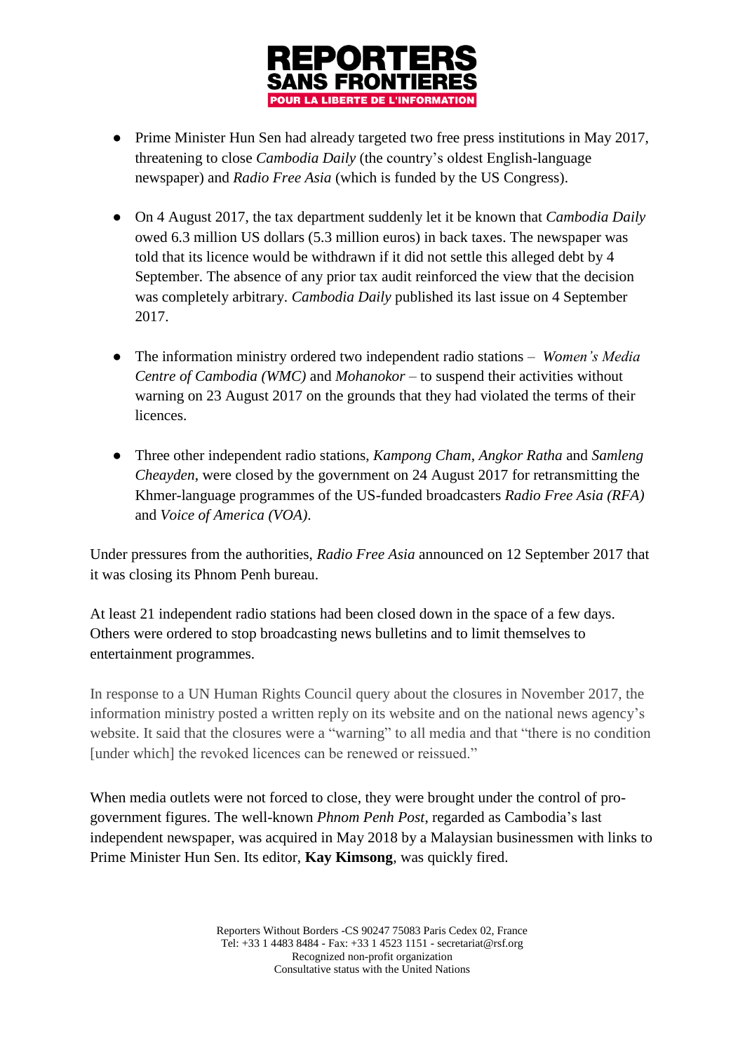- Prime Minister Hun Sen had already targeted two free press institutions in May 2017, threatening to close *Cambodia Daily* (the country's oldest English-language newspaper) and *Radio Free Asia* (which is funded by the US Congress).

- On 4 August 2017, the tax department suddenly let it be known that *Cambodia Daily* owed 6.3 million US dollars (5.3 million euros) in back taxes. The newspaper was told that its licence would be withdrawn if it did not settle this alleged debt by 4 September. The absence of any prior tax audit reinforced the view that the decision was completely arbitrary. *Cambodia Daily* published its last issue on 4 September 2017.

- The information ministry ordered two independent radio stations – *Women's Media Centre of Cambodia (WMC)* and *Mohanokor* – to suspend their activities without warning on 23 August 2017 on the grounds that they had violated the terms of their licences.

- Three other independent radio stations, *Kampong Cham*, *Angkor Ratha* and *Samleng Cheayden*, were closed by the government on 24 August 2017 for retransmitting the Khmer-language programmes of the US-funded broadcasters *Radio Free Asia (RFA)* and *Voice of America (VOA)*.

Under pressures from the authorities, *Radio Free Asia* announced on 12 September 2017 that it was closing its Phnom Penh bureau.

At least 21 independent radio stations had been closed down in the space of a few days. Others were ordered to stop broadcasting news bulletins and to limit themselves to entertainment programmes.

In response to a UN Human Rights Council query about the closures in November 2017, the information ministry posted a written reply on its website and on the national news agency's website. It said that the closures were a "warning" to all media and that "there is no condition [under which] the revoked licences can be renewed or reissued."

When media outlets were not forced to close, they were brought under the control of pro-government figures. The well-known *Phnom Penh Post*, regarded as Cambodia's last independent newspaper, was acquired in May 2018 by a Malaysian businessmen with links to Prime Minister Hun Sen. Its editor, **Kay Kimsong**, was quickly fired.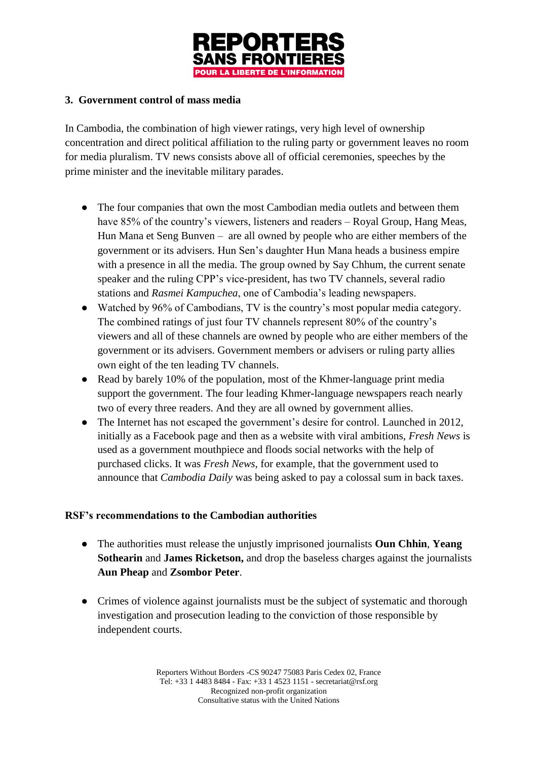### 3. Government control of mass media

In Cambodia, the combination of high viewer ratings, very high level of ownership concentration and direct political affiliation to the ruling party or government leaves no room for media pluralism. TV news consists above all of official ceremonies, speeches by the prime minister and the inevitable military parades.

- The four companies that own the most Cambodian media outlets and between them have 85% of the country's viewers, listeners and readers – Royal Group, Hang Meas, Hun Mana et Seng Bunven – are all owned by people who are either members of the government or its advisers. Hun Sen's daughter Hun Mana heads a business empire with a presence in all the media. The group owned by Say Chhum, the current senate speaker and the ruling CPP's vice-president, has two TV channels, several radio stations and *Rasmei Kampuchea*, one of Cambodia's leading newspapers.
- Watched by 96% of Cambodians, TV is the country's most popular media category. The combined ratings of just four TV channels represent 80% of the country's viewers and all of these channels are owned by people who are either members of the government or its advisers. Government members or advisers or ruling party allies own eight of the ten leading TV channels.
- Read by barely 10% of the population, most of the Khmer-language print media support the government. The four leading Khmer-language newspapers reach nearly two of every three readers. And they are all owned by government allies.
- The Internet has not escaped the government's desire for control. Launched in 2012, initially as a Facebook page and then as a website with viral ambitions, *Fresh News* is used as a government mouthpiece and floods social networks with the help of purchased clicks. It was *Fresh News*, for example, that the government used to announce that *Cambodia Daily* was being asked to pay a colossal sum in back taxes.

### RSF's recommendations to the Cambodian authorities

- The authorities must release the unjustly imprisoned journalists **Oun Chhin**, **Yeang Sothearin** and **James Ricketson,** and drop the baseless charges against the journalists **Aun Pheap** and **Zsombor Peter**.

- Crimes of violence against journalists must be the subject of systematic and thorough investigation and prosecution leading to the conviction of those responsible by independent courts.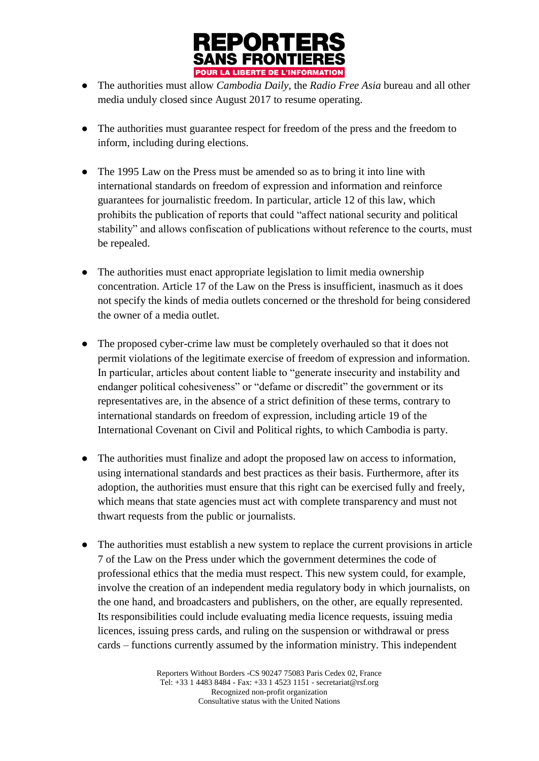- The authorities must allow *Cambodia Daily*, the *Radio Free Asia* bureau and all other media unduly closed since August 2017 to resume operating.

- The authorities must guarantee respect for freedom of the press and the freedom to inform, including during elections.

- The 1995 Law on the Press must be amended so as to bring it into line with international standards on freedom of expression and information and reinforce guarantees for journalistic freedom. In particular, article 12 of this law, which prohibits the publication of reports that could "affect national security and political stability" and allows confiscation of publications without reference to the courts, must be repealed.

- The authorities must enact appropriate legislation to limit media ownership concentration. Article 17 of the Law on the Press is insufficient, inasmuch as it does not specify the kinds of media outlets concerned or the threshold for being considered the owner of a media outlet.

- The proposed cyber-crime law must be completely overhauled so that it does not permit violations of the legitimate exercise of freedom of expression and information. In particular, articles about content liable to "generate insecurity and instability and endanger political cohesiveness" or "defame or discredit" the government or its representatives are, in the absence of a strict definition of these terms, contrary to international standards on freedom of expression, including article 19 of the International Covenant on Civil and Political rights, to which Cambodia is party.

- The authorities must finalize and adopt the proposed law on access to information, using international standards and best practices as their basis. Furthermore, after its adoption, the authorities must ensure that this right can be exercised fully and freely, which means that state agencies must act with complete transparency and must not thwart requests from the public or journalists.

- The authorities must establish a new system to replace the current provisions in article 7 of the Law on the Press under which the government determines the code of professional ethics that the media must respect. This new system could, for example, involve the creation of an independent media regulatory body in which journalists, on the one hand, and broadcasters and publishers, on the other, are equally represented. Its responsibilities could include evaluating media licence requests, issuing media licences, issuing press cards, and ruling on the suspension or withdrawal or press cards – functions currently assumed by the information ministry. This independent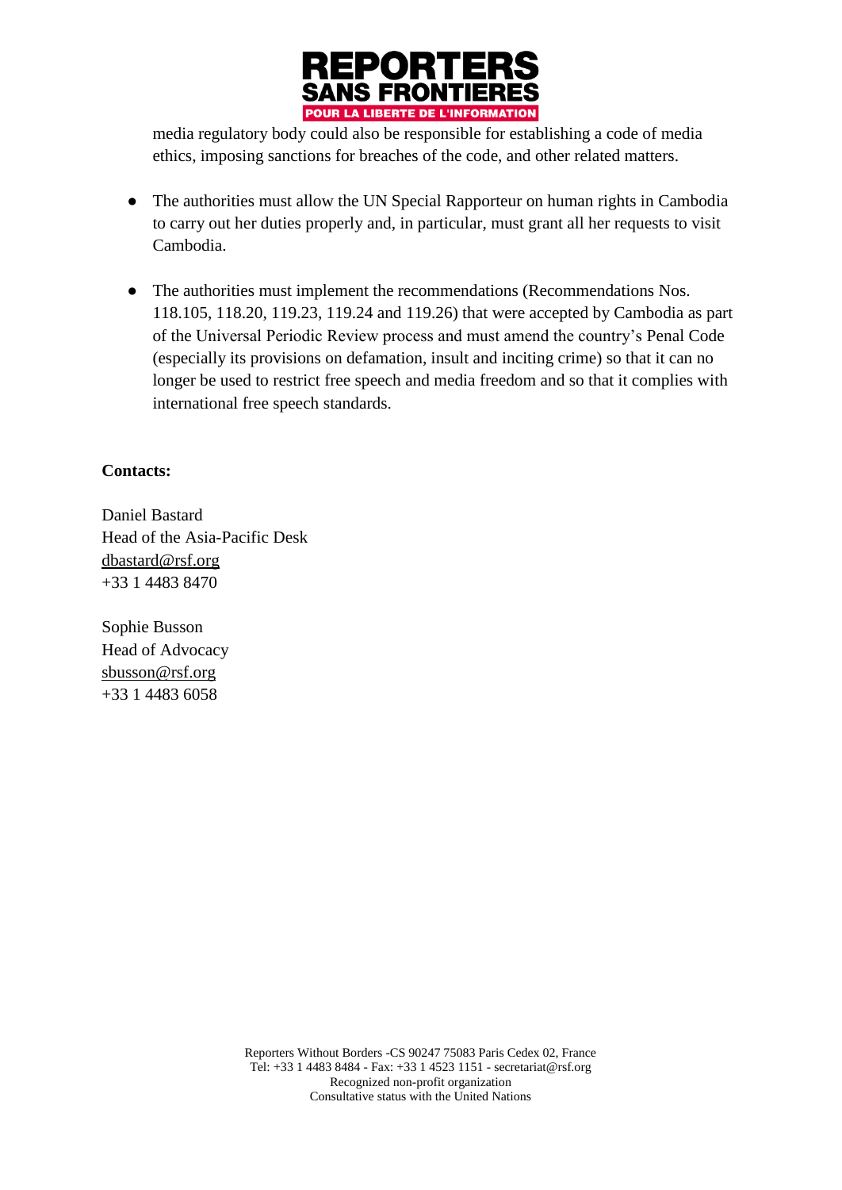media regulatory body could also be responsible for establishing a code of media ethics, imposing sanctions for breaches of the code, and other related matters.

- The authorities must allow the UN Special Rapporteur on human rights in Cambodia to carry out her duties properly and, in particular, must grant all her requests to visit Cambodia.

- The authorities must implement the recommendations (Recommendations Nos. 118.105, 118.20, 119.23, 119.24 and 119.26) that were accepted by Cambodia as part of the Universal Periodic Review process and must amend the country's Penal Code (especially its provisions on defamation, insult and inciting crime) so that it can no longer be used to restrict free speech and media freedom and so that it complies with international free speech standards.

**Contacts:**

Daniel Bastard
Head of the Asia-Pacific Desk
dbastard@rsf.org
+33 1 4483 8470

Sophie Busson
Head of Advocacy
sbusson@rsf.org
+33 1 4483 6058